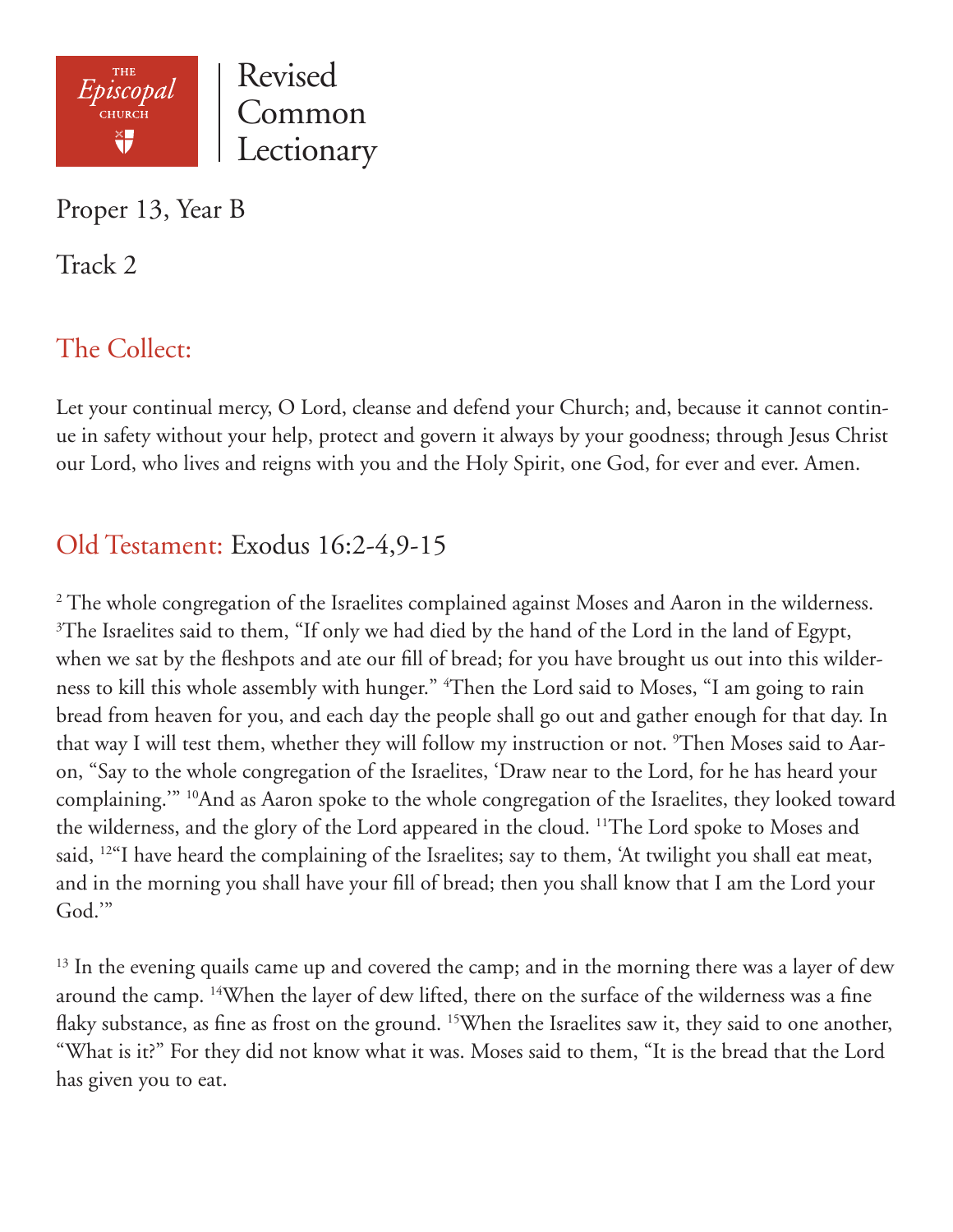THE Episcopal CHURCH

# Revised Common Lectionary

Proper 13, Year B

Track 2

## The Collect:

Let your continual mercy, O Lord, cleanse and defend your Church; and, because it cannot continue in safety without your help, protect and govern it always by your goodness; through Jesus Christ our Lord, who lives and reigns with you and the Holy Spirit, one God, for ever and ever. Amen.

## Old Testament: Exodus 16:2-4,9-15

2 The whole congregation of the Israelites complained against Moses and Aaron in the wilderness. 3The Israelites said to them, "If only we had died by the hand of the Lord in the land of Egypt, when we sat by the fleshpots and ate our fill of bread; for you have brought us out into this wilderness to kill this whole assembly with hunger." 4Then the Lord said to Moses, "I am going to rain bread from heaven for you, and each day the people shall go out and gather enough for that day. In that way I will test them, whether they will follow my instruction or not. 9Then Moses said to Aaron, "Say to the whole congregation of the Israelites, 'Draw near to the Lord, for he has heard your complaining.'" 10And as Aaron spoke to the whole congregation of the Israelites, they looked toward the wilderness, and the glory of the Lord appeared in the cloud. 11The Lord spoke to Moses and said, 12"I have heard the complaining of the Israelites; say to them, 'At twilight you shall eat meat, and in the morning you shall have your fill of bread; then you shall know that I am the Lord your God.'"

13 In the evening quails came up and covered the camp; and in the morning there was a layer of dew around the camp. 14When the layer of dew lifted, there on the surface of the wilderness was a fine flaky substance, as fine as frost on the ground. 15When the Israelites saw it, they said to one another, "What is it?" For they did not know what it was. Moses said to them, "It is the bread that the Lord has given you to eat.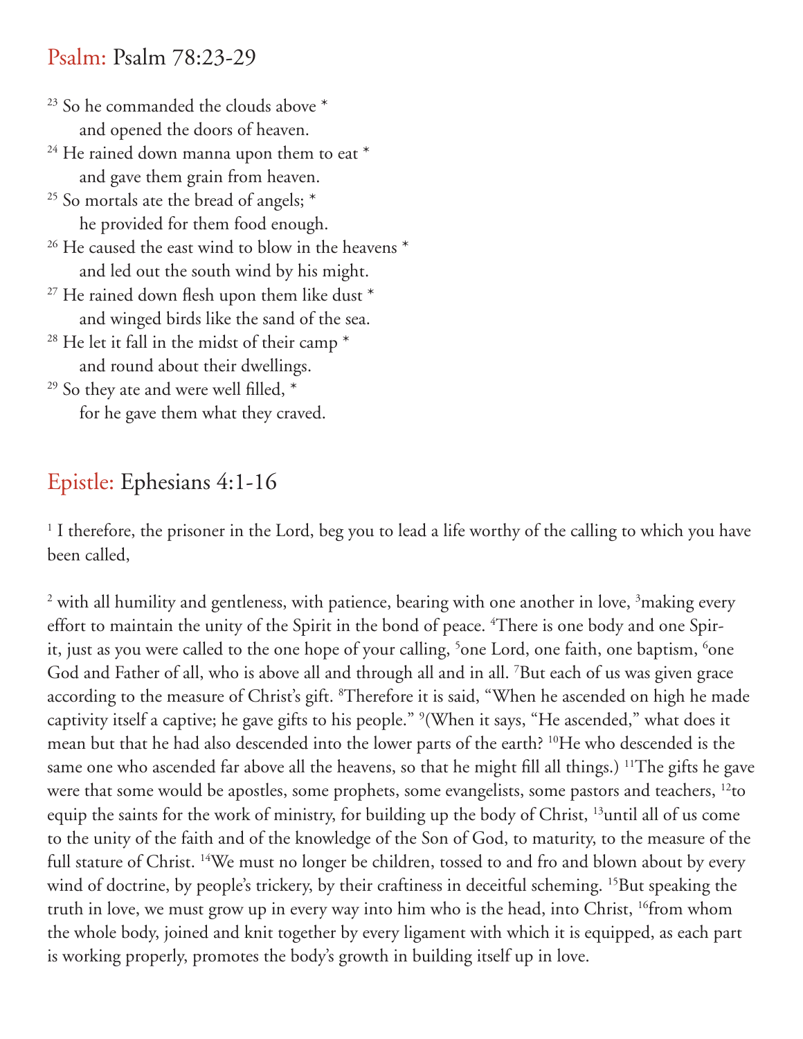## Psalm: Psalm 78:23-29

[23] So he commanded the clouds above *
  and opened the doors of heaven.
[24] He rained down manna upon them to eat *
  and gave them grain from heaven.
[25] So mortals ate the bread of angels; *
  he provided for them food enough.
[26] He caused the east wind to blow in the heavens *
  and led out the south wind by his might.
[27] He rained down flesh upon them like dust *
  and winged birds like the sand of the sea.
[28] He let it fall in the midst of their camp *
  and round about their dwellings.
[29] So they ate and were well filled, *
  for he gave them what they craved.

## Epistle: Ephesians 4:1-16

[1] I therefore, the prisoner in the Lord, beg you to lead a life worthy of the calling to which you have been called,

[2] with all humility and gentleness, with patience, bearing with one another in love, [3]making every effort to maintain the unity of the Spirit in the bond of peace. [4]There is one body and one Spirit, just as you were called to the one hope of your calling, [5]one Lord, one faith, one baptism, [6]one God and Father of all, who is above all and through all and in all. [7]But each of us was given grace according to the measure of Christ's gift. [8]Therefore it is said, "When he ascended on high he made captivity itself a captive; he gave gifts to his people." [9](When it says, "He ascended," what does it mean but that he had also descended into the lower parts of the earth? [10]He who descended is the same one who ascended far above all the heavens, so that he might fill all things.) [11]The gifts he gave were that some would be apostles, some prophets, some evangelists, some pastors and teachers, [12]to equip the saints for the work of ministry, for building up the body of Christ, [13]until all of us come to the unity of the faith and of the knowledge of the Son of God, to maturity, to the measure of the full stature of Christ. [14]We must no longer be children, tossed to and fro and blown about by every wind of doctrine, by people's trickery, by their craftiness in deceitful scheming. [15]But speaking the truth in love, we must grow up in every way into him who is the head, into Christ, [16]from whom the whole body, joined and knit together by every ligament with which it is equipped, as each part is working properly, promotes the body's growth in building itself up in love.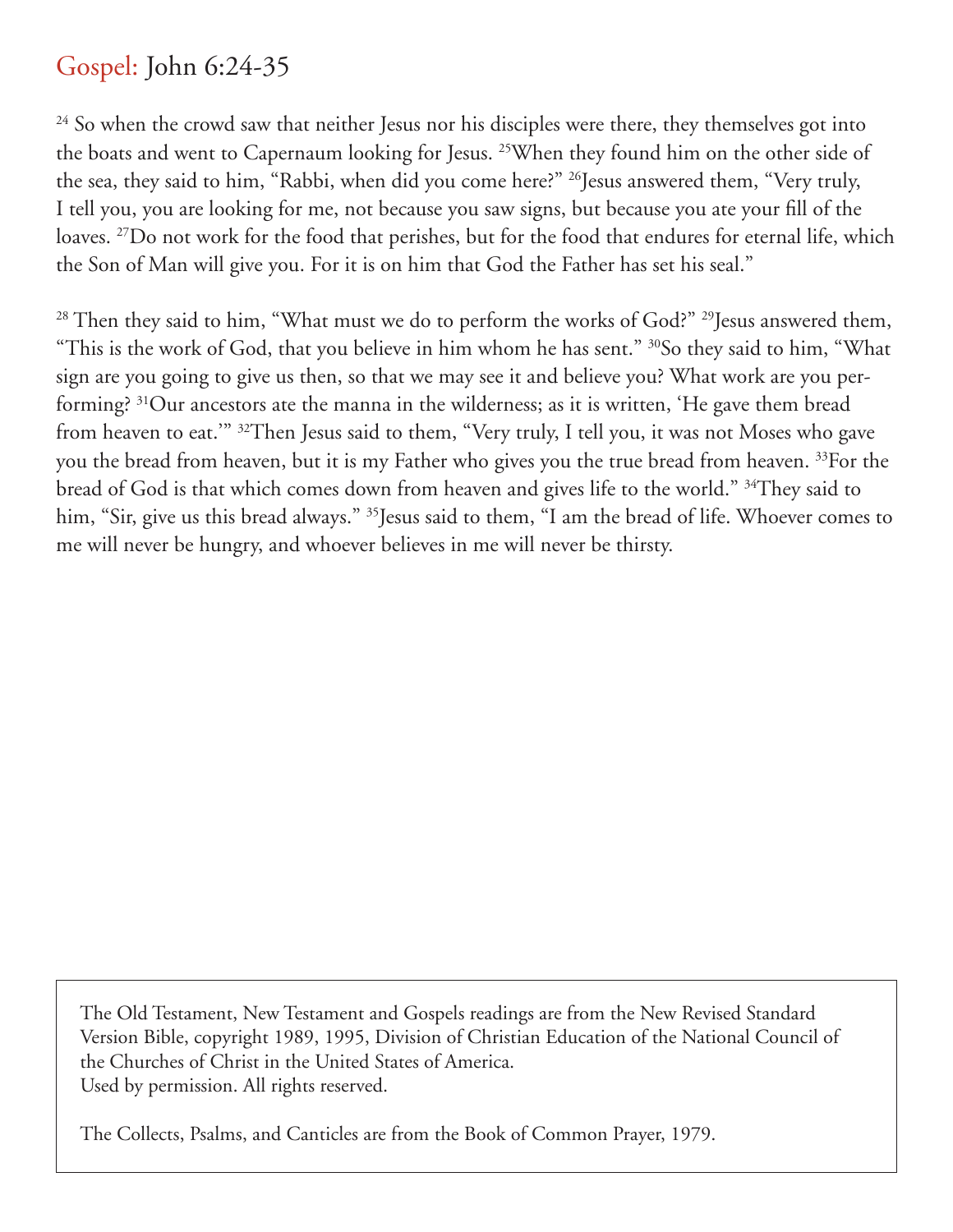## Gospel: John 6:24-35

[24] So when the crowd saw that neither Jesus nor his disciples were there, they themselves got into the boats and went to Capernaum looking for Jesus. [25]When they found him on the other side of the sea, they said to him, "Rabbi, when did you come here?" [26]Jesus answered them, "Very truly, I tell you, you are looking for me, not because you saw signs, but because you ate your fill of the loaves. [27]Do not work for the food that perishes, but for the food that endures for eternal life, which the Son of Man will give you. For it is on him that God the Father has set his seal."

[28] Then they said to him, "What must we do to perform the works of God?" [29]Jesus answered them, "This is the work of God, that you believe in him whom he has sent." [30]So they said to him, "What sign are you going to give us then, so that we may see it and believe you? What work are you performing? [31]Our ancestors ate the manna in the wilderness; as it is written, 'He gave them bread from heaven to eat.'" [32]Then Jesus said to them, "Very truly, I tell you, it was not Moses who gave you the bread from heaven, but it is my Father who gives you the true bread from heaven. [33]For the bread of God is that which comes down from heaven and gives life to the world." [34]They said to him, "Sir, give us this bread always." [35]Jesus said to them, "I am the bread of life. Whoever comes to me will never be hungry, and whoever believes in me will never be thirsty.

The Old Testament, New Testament and Gospels readings are from the New Revised Standard Version Bible, copyright 1989, 1995, Division of Christian Education of the National Council of the Churches of Christ in the United States of America.
Used by permission. All rights reserved.

The Collects, Psalms, and Canticles are from the Book of Common Prayer, 1979.